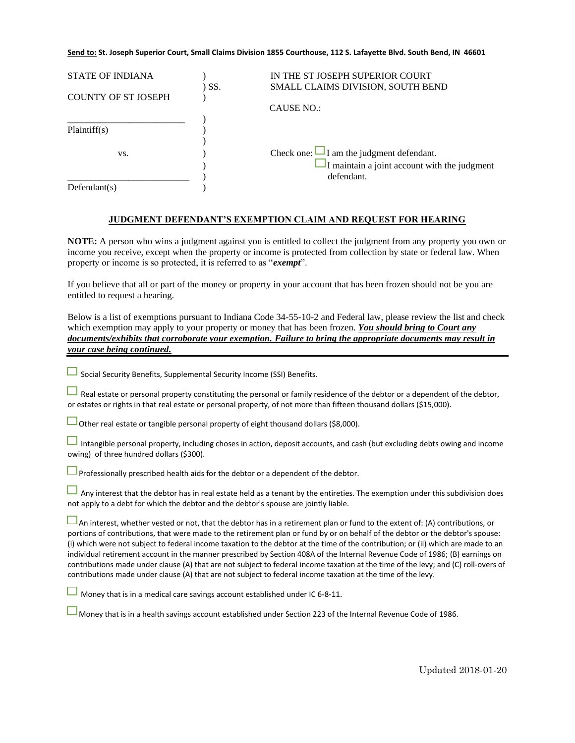**Send to: St. Joseph Superior Court, Small Claims Division 1855 Courthouse, 112 S. Lafayette Blvd. South Bend, IN 46601**

STATE OF INDIANA ) SS. IN THE ST JOSEPH SUPERIOR COURT
COUNTY OF ST JOSEPH ) SMALL CLAIMS DIVISION, SOUTH BEND

CAUSE NO.:

________________________
Plaintiff(s)

vs.

________________________
Defendant(s)

Check one: ☐ I am the judgment defendant.
☐ I maintain a joint account with the judgment defendant.

## JUDGMENT DEFENDANT'S EXEMPTION CLAIM AND REQUEST FOR HEARING

**NOTE:** A person who wins a judgment against you is entitled to collect the judgment from any property you own or income you receive, except when the property or income is protected from collection by state or federal law. When property or income is so protected, it is referred to as "***exempt***".

If you believe that all or part of the money or property in your account that has been frozen should not be you are entitled to request a hearing.

Below is a list of exemptions pursuant to Indiana Code 34-55-10-2 and Federal law, please review the list and check which exemption may apply to your property or money that has been frozen. ***You should bring to Court any documents/exhibits that corroborate your exemption. Failure to bring the appropriate documents may result in your case being continued.***

---

☐ Social Security Benefits, Supplemental Security Income (SSI) Benefits.

☐ Real estate or personal property constituting the personal or family residence of the debtor or a dependent of the debtor, or estates or rights in that real estate or personal property, of not more than fifteen thousand dollars ($15,000).

☐ Other real estate or tangible personal property of eight thousand dollars ($8,000).

☐ Intangible personal property, including choses in action, deposit accounts, and cash (but excluding debts owing and income owing) of three hundred dollars ($300).

☐ Professionally prescribed health aids for the debtor or a dependent of the debtor.

☐ Any interest that the debtor has in real estate held as a tenant by the entireties. The exemption under this subdivision does not apply to a debt for which the debtor and the debtor's spouse are jointly liable.

☐ An interest, whether vested or not, that the debtor has in a retirement plan or fund to the extent of: (A) contributions, or portions of contributions, that were made to the retirement plan or fund by or on behalf of the debtor or the debtor's spouse: (i) which were not subject to federal income taxation to the debtor at the time of the contribution; or (ii) which are made to an individual retirement account in the manner prescribed by Section 408A of the Internal Revenue Code of 1986; (B) earnings on contributions made under clause (A) that are not subject to federal income taxation at the time of the levy; and (C) roll-overs of contributions made under clause (A) that are not subject to federal income taxation at the time of the levy.

☐ Money that is in a medical care savings account established under IC 6-8-11.

☐ Money that is in a health savings account established under Section 223 of the Internal Revenue Code of 1986.

Updated 2018-01-20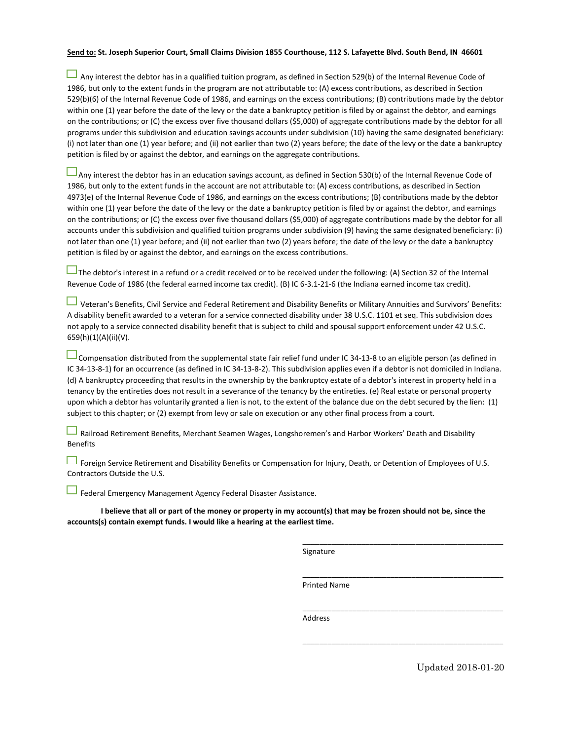**Send to: St. Joseph Superior Court, Small Claims Division 1855 Courthouse, 112 S. Lafayette Blvd. South Bend, IN 46601**

☐ Any interest the debtor has in a qualified tuition program, as defined in Section 529(b) of the Internal Revenue Code of 1986, but only to the extent funds in the program are not attributable to: (A) excess contributions, as described in Section 529(b)(6) of the Internal Revenue Code of 1986, and earnings on the excess contributions; (B) contributions made by the debtor within one (1) year before the date of the levy or the date a bankruptcy petition is filed by or against the debtor, and earnings on the contributions; or (C) the excess over five thousand dollars ($5,000) of aggregate contributions made by the debtor for all programs under this subdivision and education savings accounts under subdivision (10) having the same designated beneficiary: (i) not later than one (1) year before; and (ii) not earlier than two (2) years before; the date of the levy or the date a bankruptcy petition is filed by or against the debtor, and earnings on the aggregate contributions.

☐ Any interest the debtor has in an education savings account, as defined in Section 530(b) of the Internal Revenue Code of 1986, but only to the extent funds in the account are not attributable to: (A) excess contributions, as described in Section 4973(e) of the Internal Revenue Code of 1986, and earnings on the excess contributions; (B) contributions made by the debtor within one (1) year before the date of the levy or the date a bankruptcy petition is filed by or against the debtor, and earnings on the contributions; or (C) the excess over five thousand dollars ($5,000) of aggregate contributions made by the debtor for all accounts under this subdivision and qualified tuition programs under subdivision (9) having the same designated beneficiary: (i) not later than one (1) year before; and (ii) not earlier than two (2) years before; the date of the levy or the date a bankruptcy petition is filed by or against the debtor, and earnings on the excess contributions.

☐ The debtor's interest in a refund or a credit received or to be received under the following: (A) Section 32 of the Internal Revenue Code of 1986 (the federal earned income tax credit). (B) IC 6-3.1-21-6 (the Indiana earned income tax credit).

☐ Veteran's Benefits, Civil Service and Federal Retirement and Disability Benefits or Military Annuities and Survivors' Benefits: A disability benefit awarded to a veteran for a service connected disability under 38 U.S.C. 1101 et seq. This subdivision does not apply to a service connected disability benefit that is subject to child and spousal support enforcement under 42 U.S.C. 659(h)(1)(A)(ii)(V).

☐ Compensation distributed from the supplemental state fair relief fund under IC 34-13-8 to an eligible person (as defined in IC 34-13-8-1) for an occurrence (as defined in IC 34-13-8-2). This subdivision applies even if a debtor is not domiciled in Indiana. (d) A bankruptcy proceeding that results in the ownership by the bankruptcy estate of a debtor's interest in property held in a tenancy by the entireties does not result in a severance of the tenancy by the entireties. (e) Real estate or personal property upon which a debtor has voluntarily granted a lien is not, to the extent of the balance due on the debt secured by the lien: (1) subject to this chapter; or (2) exempt from levy or sale on execution or any other final process from a court.

☐ Railroad Retirement Benefits, Merchant Seamen Wages, Longshoremen's and Harbor Workers' Death and Disability Benefits

☐ Foreign Service Retirement and Disability Benefits or Compensation for Injury, Death, or Detention of Employees of U.S. Contractors Outside the U.S.

☐ Federal Emergency Management Agency Federal Disaster Assistance.

**I believe that all or part of the money or property in my account(s) that may be frozen should not be, since the accounts(s) contain exempt funds. I would like a hearing at the earliest time.**

\_\_\_\_\_\_\_\_\_\_\_\_\_\_\_\_\_\_\_\_\_\_\_\_\_\_\_\_\_\_\_\_\_\_\_\_\_\_\_\_
Signature

\_\_\_\_\_\_\_\_\_\_\_\_\_\_\_\_\_\_\_\_\_\_\_\_\_\_\_\_\_\_\_\_\_\_\_\_\_\_\_\_
Printed Name

\_\_\_\_\_\_\_\_\_\_\_\_\_\_\_\_\_\_\_\_\_\_\_\_\_\_\_\_\_\_\_\_\_\_\_\_\_\_\_\_
Address

\_\_\_\_\_\_\_\_\_\_\_\_\_\_\_\_\_\_\_\_\_\_\_\_\_\_\_\_\_\_\_\_\_\_\_\_\_\_\_\_

Updated 2018-01-20